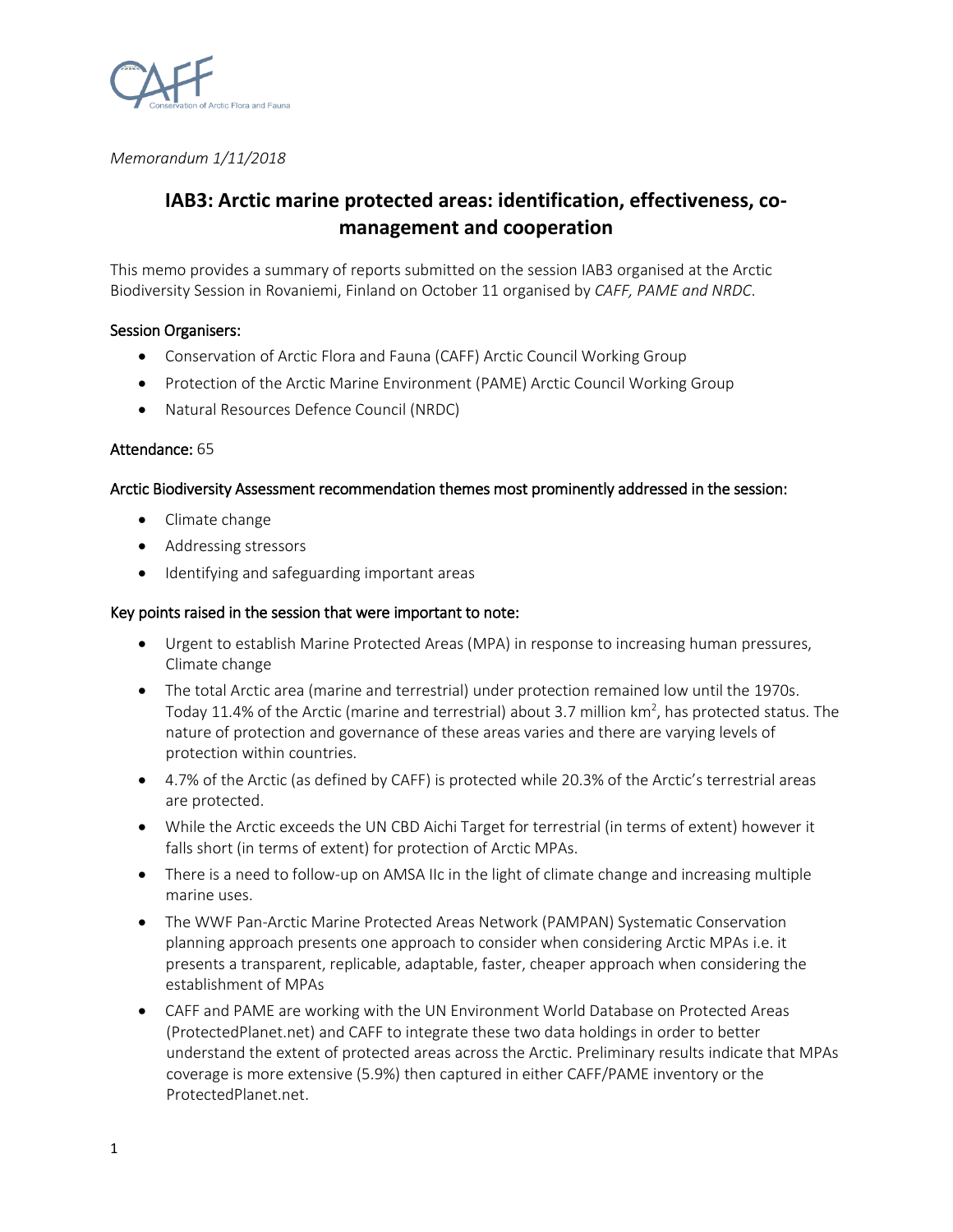*Memorandum 1/11/2018*

# IAB3: Arctic marine protected areas: identification, effectiveness, co-management and cooperation

This memo provides a summary of reports submitted on the session IAB3 organised at the Arctic Biodiversity Session in Rovaniemi, Finland on October 11 organised by *CAFF, PAME and NRDC*.

**Session Organisers:**

- Conservation of Arctic Flora and Fauna (CAFF) Arctic Council Working Group
- Protection of the Arctic Marine Environment (PAME) Arctic Council Working Group
- Natural Resources Defence Council (NRDC)

**Attendance:** 65

**Arctic Biodiversity Assessment recommendation themes most prominently addressed in the session:**

- Climate change
- Addressing stressors
- Identifying and safeguarding important areas

**Key points raised in the session that were important to note:**

- Urgent to establish Marine Protected Areas (MPA) in response to increasing human pressures, Climate change
- The total Arctic area (marine and terrestrial) under protection remained low until the 1970s. Today 11.4% of the Arctic (marine and terrestrial) about 3.7 million $km^2$, has protected status. The nature of protection and governance of these areas varies and there are varying levels of protection within countries.
- 4.7% of the Arctic (as defined by CAFF) is protected while 20.3% of the Arctic's terrestrial areas are protected.
- While the Arctic exceeds the UN CBD Aichi Target for terrestrial (in terms of extent) however it falls short (in terms of extent) for protection of Arctic MPAs.
- There is a need to follow-up on AMSA IIc in the light of climate change and increasing multiple marine uses.
- The WWF Pan-Arctic Marine Protected Areas Network (PAMPAN) Systematic Conservation planning approach presents one approach to consider when considering Arctic MPAs i.e. it presents a transparent, replicable, adaptable, faster, cheaper approach when considering the establishment of MPAs
- CAFF and PAME are working with the UN Environment World Database on Protected Areas (ProtectedPlanet.net) and CAFF to integrate these two data holdings in order to better understand the extent of protected areas across the Arctic. Preliminary results indicate that MPAs coverage is more extensive (5.9%) then captured in either CAFF/PAME inventory or the ProtectedPlanet.net.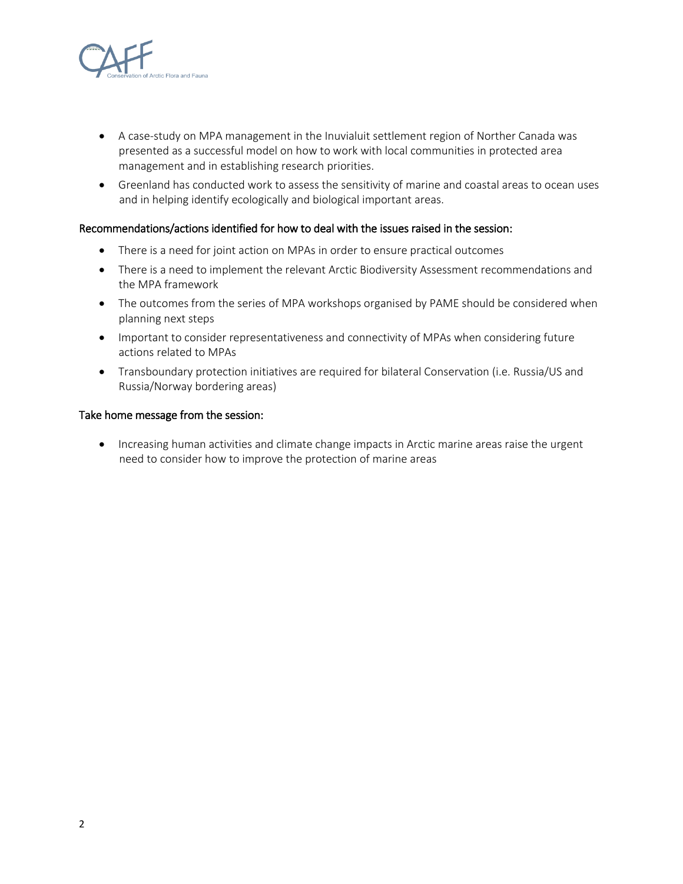- A case-study on MPA management in the Inuvialuit settlement region of Norther Canada was presented as a successful model on how to work with local communities in protected area management and in establishing research priorities.
- Greenland has conducted work to assess the sensitivity of marine and coastal areas to ocean uses and in helping identify ecologically and biological important areas.

Recommendations/actions identified for how to deal with the issues raised in the session:

- There is a need for joint action on MPAs in order to ensure practical outcomes
- There is a need to implement the relevant Arctic Biodiversity Assessment recommendations and the MPA framework
- The outcomes from the series of MPA workshops organised by PAME should be considered when planning next steps
- Important to consider representativeness and connectivity of MPAs when considering future actions related to MPAs
- Transboundary protection initiatives are required for bilateral Conservation (i.e. Russia/US and Russia/Norway bordering areas)

Take home message from the session:

- Increasing human activities and climate change impacts in Arctic marine areas raise the urgent need to consider how to improve the protection of marine areas